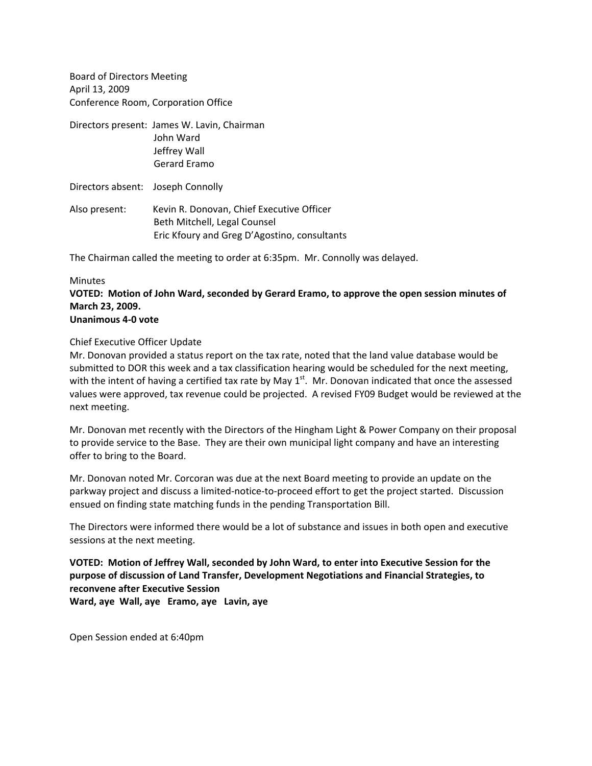Board of Directors Meeting
April 13, 2009
Conference Room, Corporation Office

Directors present: James W. Lavin, Chairman
John Ward
Jeffrey Wall
Gerard Eramo

Directors absent: Joseph Connolly

Also present: Kevin R. Donovan, Chief Executive Officer
Beth Mitchell, Legal Counsel
Eric Kfoury and Greg D'Agostino, consultants

The Chairman called the meeting to order at 6:35pm. Mr. Connolly was delayed.

Minutes

**VOTED: Motion of John Ward, seconded by Gerard Eramo, to approve the open session minutes of March 23, 2009.**
**Unanimous 4-0 vote**

Chief Executive Officer Update

Mr. Donovan provided a status report on the tax rate, noted that the land value database would be submitted to DOR this week and a tax classification hearing would be scheduled for the next meeting, with the intent of having a certified tax rate by May 1st. Mr. Donovan indicated that once the assessed values were approved, tax revenue could be projected. A revised FY09 Budget would be reviewed at the next meeting.

Mr. Donovan met recently with the Directors of the Hingham Light & Power Company on their proposal to provide service to the Base. They are their own municipal light company and have an interesting offer to bring to the Board.

Mr. Donovan noted Mr. Corcoran was due at the next Board meeting to provide an update on the parkway project and discuss a limited-notice-to-proceed effort to get the project started. Discussion ensued on finding state matching funds in the pending Transportation Bill.

The Directors were informed there would be a lot of substance and issues in both open and executive sessions at the next meeting.

**VOTED: Motion of Jeffrey Wall, seconded by John Ward, to enter into Executive Session for the purpose of discussion of Land Transfer, Development Negotiations and Financial Strategies, to reconvene after Executive Session**
**Ward, aye Wall, aye Eramo, aye Lavin, aye**

Open Session ended at 6:40pm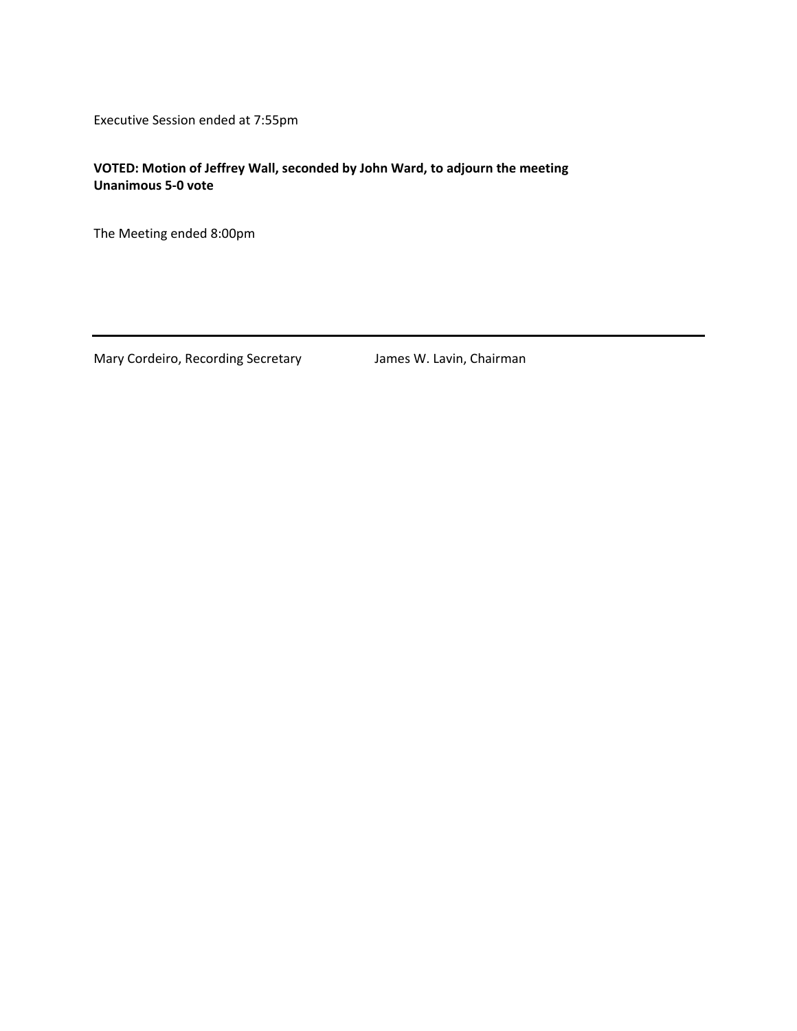Executive Session ended at 7:55pm

**VOTED: Motion of Jeffrey Wall, seconded by John Ward, to adjourn the meeting**
**Unanimous 5-0 vote**

The Meeting ended 8:00pm

---

Mary Cordeiro, Recording Secretary James W. Lavin, Chairman